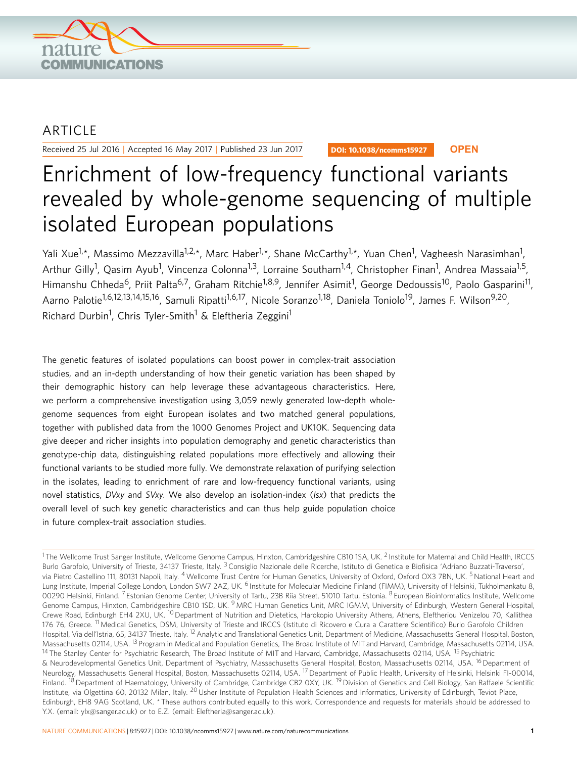ARTICLE

Received 25 Jul 2016 | Accepted 16 May 2017 | Published 23 Jun 2017

DOI: 10.1038/ncomms15927 **OPEN**

# Enrichment of low-frequency functional variants revealed by whole-genome sequencing of multiple isolated European populations

Yali Xue[1,*], Massimo Mezzavilla[1,2,*], Marc Haber[1,*], Shane McCarthy[1,*], Yuan Chen[1], Vagheesh Narasimhan[1], Arthur Gilly[1], Qasim Ayub[1], Vincenza Colonna[1,3], Lorraine Southam[1,4], Christopher Finan[1], Andrea Massaia[1,5], Himanshu Chheda[6], Priit Palta[6,7], Graham Ritchie[1,8,9], Jennifer Asimit[1], George Dedoussis[10], Paolo Gasparini[11], Aarno Palotie[1,6,12,13,14,15,16], Samuli Ripatti[1,6,17], Nicole Soranzo[1,18], Daniela Toniolo[19], James F. Wilson[9,20], Richard Durbin[1], Chris Tyler-Smith[1] & Eleftheria Zeggini[1]

The genetic features of isolated populations can boost power in complex-trait association studies, and an in-depth understanding of how their genetic variation has been shaped by their demographic history can help leverage these advantageous characteristics. Here, we perform a comprehensive investigation using 3,059 newly generated low-depth whole-genome sequences from eight European isolates and two matched general populations, together with published data from the 1000 Genomes Project and UK10K. Sequencing data give deeper and richer insights into population demography and genetic characteristics than genotype-chip data, distinguishing related populations more effectively and allowing their functional variants to be studied more fully. We demonstrate relaxation of purifying selection in the isolates, leading to enrichment of rare and low-frequency functional variants, using novel statistics, *DVxy* and *SVxy*. We also develop an isolation-index (*Isx*) that predicts the overall level of such key genetic characteristics and can thus help guide population choice in future complex-trait association studies.

---

[1] The Wellcome Trust Sanger Institute, Wellcome Genome Campus, Hinxton, Cambridgeshire CB10 1SA, UK. [2] Institute for Maternal and Child Health, IRCCS Burlo Garofolo, University of Trieste, 34137 Trieste, Italy. [3] Consiglio Nazionale delle Ricerche, Istituto di Genetica e Biofisica 'Adriano Buzzati-Traverso', via Pietro Castellino 111, 80131 Napoli, Italy. [4] Wellcome Trust Centre for Human Genetics, University of Oxford, Oxford OX3 7BN, UK. [5] National Heart and Lung Institute, Imperial College London, London SW7 2AZ, UK. [6] Institute for Molecular Medicine Finland (FIMM), University of Helsinki, Tukholmankatu 8, 00290 Helsinki, Finland. [7] Estonian Genome Center, University of Tartu, 23B Riia Street, 51010 Tartu, Estonia. [8] European Bioinformatics Institute, Wellcome Genome Campus, Hinxton, Cambridgeshire CB10 1SD, UK. [9] MRC Human Genetics Unit, MRC IGMM, University of Edinburgh, Western General Hospital, Crewe Road, Edinburgh EH4 2XU, UK. [10] Department of Nutrition and Dietetics, Harokopio University Athens, Athens, Eleftheriou Venizelou 70, Kallithea 176 76, Greece. [11] Medical Genetics, DSM, University of Trieste and IRCCS (Istituto di Ricovero e Cura a Carattere Scientifico) Burlo Garofolo Children Hospital, Via dell'Istria, 65, 34137 Trieste, Italy. [12] Analytic and Translational Genetics Unit, Department of Medicine, Massachusetts General Hospital, Boston, Massachusetts 02114, USA. [13] Program in Medical and Population Genetics, The Broad Institute of MIT and Harvard, Cambridge, Massachusetts 02114, USA. [14] The Stanley Center for Psychiatric Research, The Broad Institute of MIT and Harvard, Cambridge, Massachusetts 02114, USA. [15] Psychiatric & Neurodevelopmental Genetics Unit, Department of Psychiatry, Massachusetts General Hospital, Boston, Massachusetts 02114, USA. [16] Department of Neurology, Massachusetts General Hospital, Boston, Massachusetts 02114, USA. [17] Department of Public Health, University of Helsinki, Helsinki FI-00014, Finland. [18] Department of Haematology, University of Cambridge, Cambridge CB2 0XY, UK. [19] Division of Genetics and Cell Biology, San Raffaele Scientific Institute, via Olgettina 60, 20132 Milan, Italy. [20] Usher Institute of Population Health Sciences and Informatics, University of Edinburgh, Teviot Place, Edinburgh, EH8 9AG Scotland, UK. * These authors contributed equally to this work. Correspondence and requests for materials should be addressed to Y.X. (email: ylx@sanger.ac.uk) or to E.Z. (email: Eleftheria@sanger.ac.uk).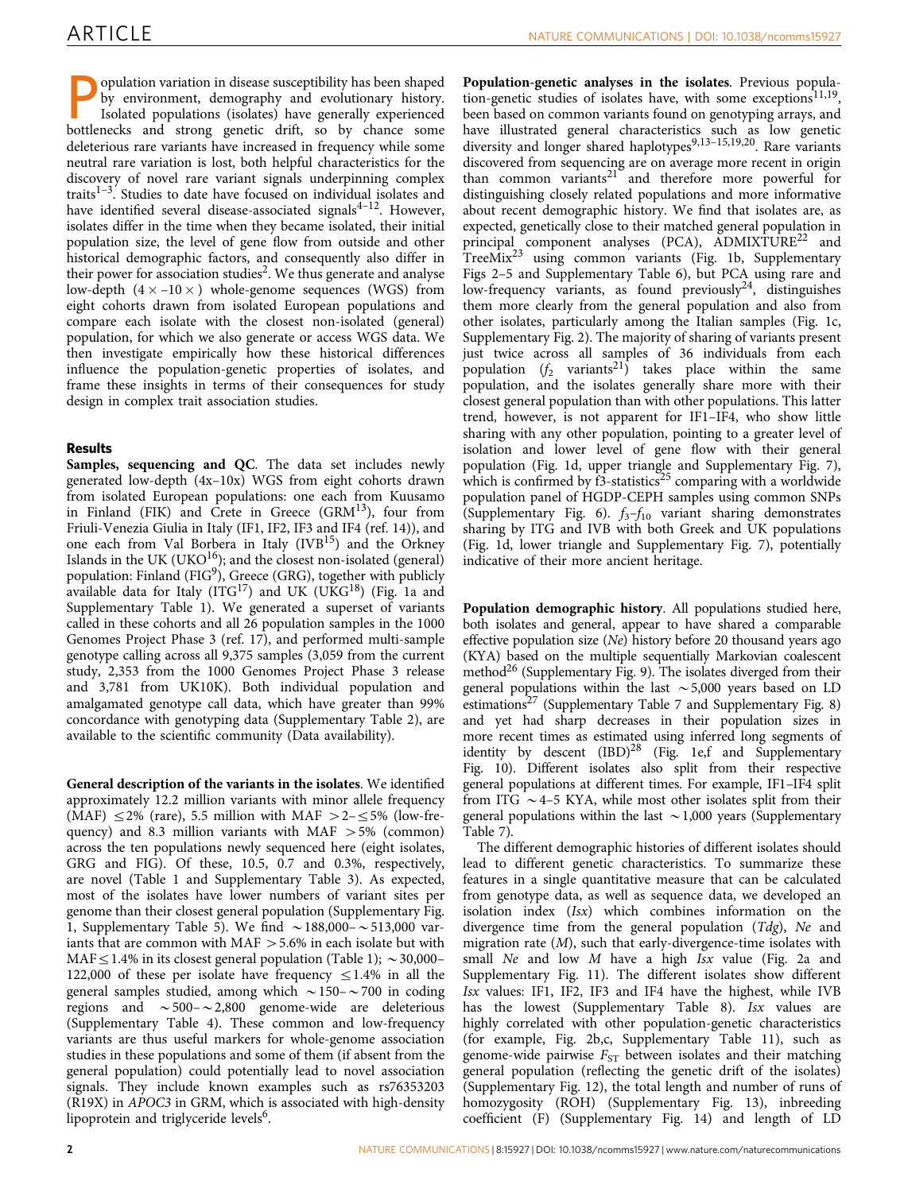Population variation in disease susceptibility has been shaped by environment, demography and evolutionary history. Isolated populations (isolates) have generally experienced bottlenecks and strong genetic drift, so by chance some deleterious rare variants have increased in frequency while some neutral rare variation is lost, both helpful characteristics for the discovery of novel rare variant signals underpinning complex traits[1–3]. Studies to date have focused on individual isolates and have identified several disease-associated signals[4–12]. However, isolates differ in the time when they became isolated, their initial population size, the level of gene flow from outside and other historical demographic factors, and consequently also differ in their power for association studies[2]. We thus generate and analyse low-depth ($4\times$–$10\times$) whole-genome sequences (WGS) from eight cohorts drawn from isolated European populations and compare each isolate with the closest non-isolated (general) population, for which we also generate or access WGS data. We then investigate empirically how these historical differences influence the population-genetic properties of isolates, and frame these insights in terms of their consequences for study design in complex trait association studies.

## Results

**Samples, sequencing and QC**. The data set includes newly generated low-depth (4x–10x) WGS from eight cohorts drawn from isolated European populations: one each from Kuusamo in Finland (FIK) and Crete in Greece (GRM[13]), four from Friuli-Venezia Giulia in Italy (IF1, IF2, IF3 and IF4 (ref. 14)), and one each from Val Borbera in Italy (IVB[15]) and the Orkney Islands in the UK (UKO[16]); and the closest non-isolated (general) population: Finland (FIG[9]), Greece (GRG), together with publicly available data for Italy (ITG[17]) and UK (UKG[18]) (Fig. 1a and Supplementary Table 1). We generated a superset of variants called in these cohorts and all 26 population samples in the 1000 Genomes Project Phase 3 (ref. 17), and performed multi-sample genotype calling across all 9,375 samples (3,059 from the current study, 2,353 from the 1000 Genomes Project Phase 3 release and 3,781 from UK10K). Both individual population and amalgamated genotype call data, which have greater than 99% concordance with genotyping data (Supplementary Table 2), are available to the scientific community (Data availability).

**General description of the variants in the isolates**. We identified approximately 12.2 million variants with minor allele frequency (MAF) $\leq 2\%$ (rare), 5.5 million with MAF $>2$–$\leq 5\%$ (low-frequency) and 8.3 million variants with MAF $>5\%$ (common) across the ten populations newly sequenced here (eight isolates, GRG and FIG). Of these, 10.5, 0.7 and 0.3%, respectively, are novel (Table 1 and Supplementary Table 3). As expected, most of the isolates have lower numbers of variant sites per genome than their closest general population (Supplementary Fig. 1, Supplementary Table 5). We find $\sim$188,000–$\sim$513,000 variants that are common with MAF $>5.6\%$ in each isolate but with MAF $\leq 1.4\%$ in its closest general population (Table 1); $\sim$30,000–122,000 of these per isolate have frequency $\leq 1.4\%$ in all the general samples studied, among which $\sim$150–$\sim$700 in coding regions and $\sim$500–$\sim$2,800 genome-wide are deleterious (Supplementary Table 4). These common and low-frequency variants are thus useful markers for whole-genome association studies in these populations and some of them (if absent from the general population) could potentially lead to novel association signals. They include known examples such as rs76353203 (R19X) in *APOC3* in GRM, which is associated with high-density lipoprotein and triglyceride levels[6].

**Population-genetic analyses in the isolates**. Previous population-genetic studies of isolates have, with some exceptions[11,19], been based on common variants found on genotyping arrays, and have illustrated general characteristics such as low genetic diversity and longer shared haplotypes[9,13–15,19,20]. Rare variants discovered from sequencing are on average more recent in origin than common variants[21] and therefore more powerful for distinguishing closely related populations and more informative about recent demographic history. We find that isolates are, as expected, genetically close to their matched general population in principal component analyses (PCA), ADMIXTURE[22] and TreeMix[23] using common variants (Fig. 1b, Supplementary Figs 2–5 and Supplementary Table 6), but PCA using rare and low-frequency variants, as found previously[24], distinguishes them more clearly from the general population and also from other isolates, particularly among the Italian samples (Fig. 1c, Supplementary Fig. 2). The majority of sharing of variants present just twice across all samples of 36 individuals from each population ($f_2$ variants[21]) takes place within the same population, and the isolates generally share more with their closest general population than with other populations. This latter trend, however, is not apparent for IF1–IF4, who show little sharing with any other population, pointing to a greater level of isolation and lower level of gene flow with their general population (Fig. 1d, upper triangle and Supplementary Fig. 7), which is confirmed by f3-statistics[25] comparing with a worldwide population panel of HGDP-CEPH samples using common SNPs (Supplementary Fig. 6). $f_3$–$f_{10}$ variant sharing demonstrates sharing by ITG and IVB with both Greek and UK populations (Fig. 1d, lower triangle and Supplementary Fig. 7), potentially indicative of their more ancient heritage.

**Population demographic history**. All populations studied here, both isolates and general, appear to have shared a comparable effective population size (*Ne*) history before 20 thousand years ago (KYA) based on the multiple sequentially Markovian coalescent method[26] (Supplementary Fig. 9). The isolates diverged from their general populations within the last $\sim$5,000 years based on LD estimations[27] (Supplementary Table 7 and Supplementary Fig. 8) and yet had sharp decreases in their population sizes in more recent times as estimated using inferred long segments of identity by descent (IBD)[28] (Fig. 1e,f and Supplementary Fig. 10). Different isolates also split from their respective general populations at different times. For example, IF1–IF4 split from ITG $\sim$4–5 KYA, while most other isolates split from their general populations within the last $\sim$1,000 years (Supplementary Table 7).

The different demographic histories of different isolates should lead to different genetic characteristics. To summarize these features in a single quantitative measure that can be calculated from genotype data, as well as sequence data, we developed an isolation index (*Isx*) which combines information on the divergence time from the general population (*Tdg*), *Ne* and migration rate (*M*), such that early-divergence-time isolates with small *Ne* and low *M* have a high *Isx* value (Fig. 2a and Supplementary Fig. 11). The different isolates show different *Isx* values: IF1, IF2, IF3 and IF4 have the highest, while IVB has the lowest (Supplementary Table 8). *Isx* values are highly correlated with other population-genetic characteristics (for example, Fig. 2b,c, Supplementary Table 11), such as genome-wide pairwise $F_{ST}$ between isolates and their matching general population (reflecting the genetic drift of the isolates) (Supplementary Fig. 12), the total length and number of runs of homozygosity (ROH) (Supplementary Fig. 13), inbreeding coefficient (F) (Supplementary Fig. 14) and length of LD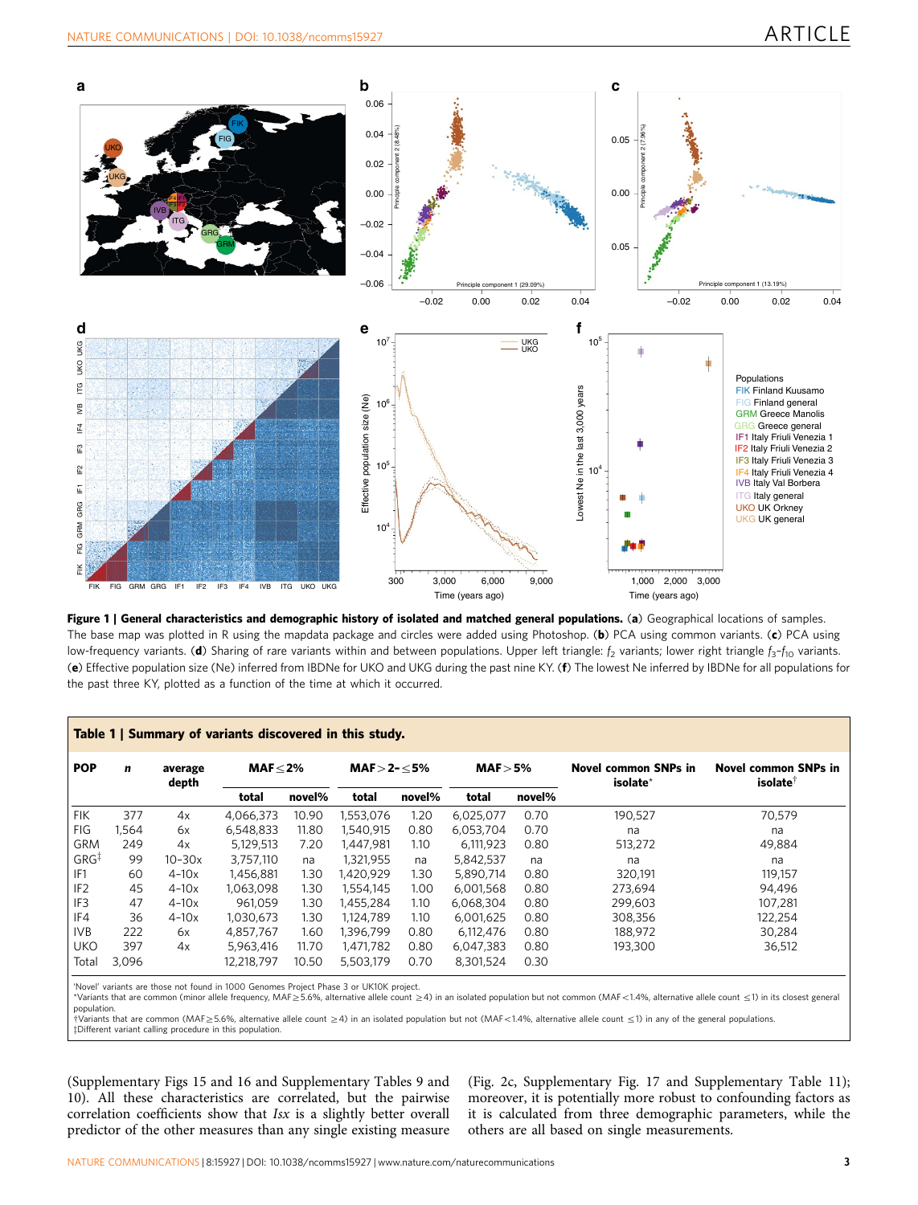**Figure 1 | General characteristics and demographic history of isolated and matched general populations.** (**a**) Geographical locations of samples. The base map was plotted in R using the mapdata package and circles were added using Photoshop. (**b**) PCA using common variants. (**c**) PCA using low-frequency variants. (**d**) Sharing of rare variants within and between populations. Upper left triangle: $f_2$ variants; lower right triangle $f_3$–$f_{10}$ variants. (**e**) Effective population size (Ne) inferred from IBDNe for UKO and UKG during the past nine KY. (**f**) The lowest Ne inferred by IBDNe for all populations for the past three KY, plotted as a function of the time at which it occurred.

**Table 1 | Summary of variants discovered in this study.**

| POP | *n* | average depth | MAF ≤ 2% | | MAF > 2- ≤ 5% | | MAF > 5% | | Novel common SNPs in isolate* | Novel common SNPs in isolate† |
|---|---|---|---|---|---|---|---|---|---|---|
| | | | total | novel% | total | novel% | total | novel% | | |
| FIK | 377 | 4x | 4,066,373 | 10.90 | 1,553,076 | 1.20 | 6,025,077 | 0.70 | 190,527 | 70,579 |
| FIG | 1,564 | 6x | 6,548,833 | 11.80 | 1,540,915 | 0.80 | 6,053,704 | 0.70 | na | na |
| GRM | 249 | 4x | 5,129,513 | 7.20 | 1,447,981 | 1.10 | 6,111,923 | 0.80 | 513,272 | 49,884 |
| GRG‡ | 99 | 10–30x | 3,757,110 | na | 1,321,955 | na | 5,842,537 | na | na | na |
| IF1 | 60 | 4–10x | 1,456,881 | 1.30 | 1,420,929 | 1.30 | 5,890,714 | 0.80 | 320,191 | 119,157 |
| IF2 | 45 | 4–10x | 1,063,098 | 1.30 | 1,554,145 | 1.00 | 6,001,568 | 0.80 | 273,694 | 94,496 |
| IF3 | 47 | 4–10x | 1,455,284 | 1.30 | 1,455,284 | 1.10 | 6,068,304 | 0.80 | 299,603 | 107,281 |
| IF4 | 36 | 4–10x | 1,030,673 | 1.30 | 1,124,789 | 1.10 | 6,001,625 | 0.80 | 308,356 | 122,254 |
| IVB | 222 | 6x | 4,857,767 | 1.60 | 1,396,799 | 0.80 | 6,112,476 | 0.80 | 188,972 | 30,284 |
| UKO | 397 | 4x | 5,963,416 | 11.70 | 1,471,782 | 0.80 | 6,047,383 | 0.80 | 193,300 | 36,512 |
| Total | 3,096 | | 12,218,797 | 10.50 | 5,503,179 | 0.70 | 8,301,524 | 0.30 | | |

'Novel' variants are those not found in 1000 Genomes Project Phase 3 or UK10K project.
*Variants that are common (minor allele frequency, MAF≥5.6%, alternative allele count ≥4) in an isolated population but not common (MAF<1.4%, alternative allele count ≤1) in its closest general population.
†Variants that are common (MAF≥5.6%, alternative allele count ≥4) in an isolated population but not (MAF<1.4%, alternative allele count ≤1) in any of the general populations.
‡Different variant calling procedure in this population.

(Supplementary Figs 15 and 16 and Supplementary Tables 9 and 10). All these characteristics are correlated, but the pairwise correlation coefficients show that *Isx* is a slightly better overall predictor of the other measures than any single existing measure (Fig. 2c, Supplementary Fig. 17 and Supplementary Table 11); moreover, it is potentially more robust to confounding factors as it is calculated from three demographic parameters, while the others are all based on single measurements.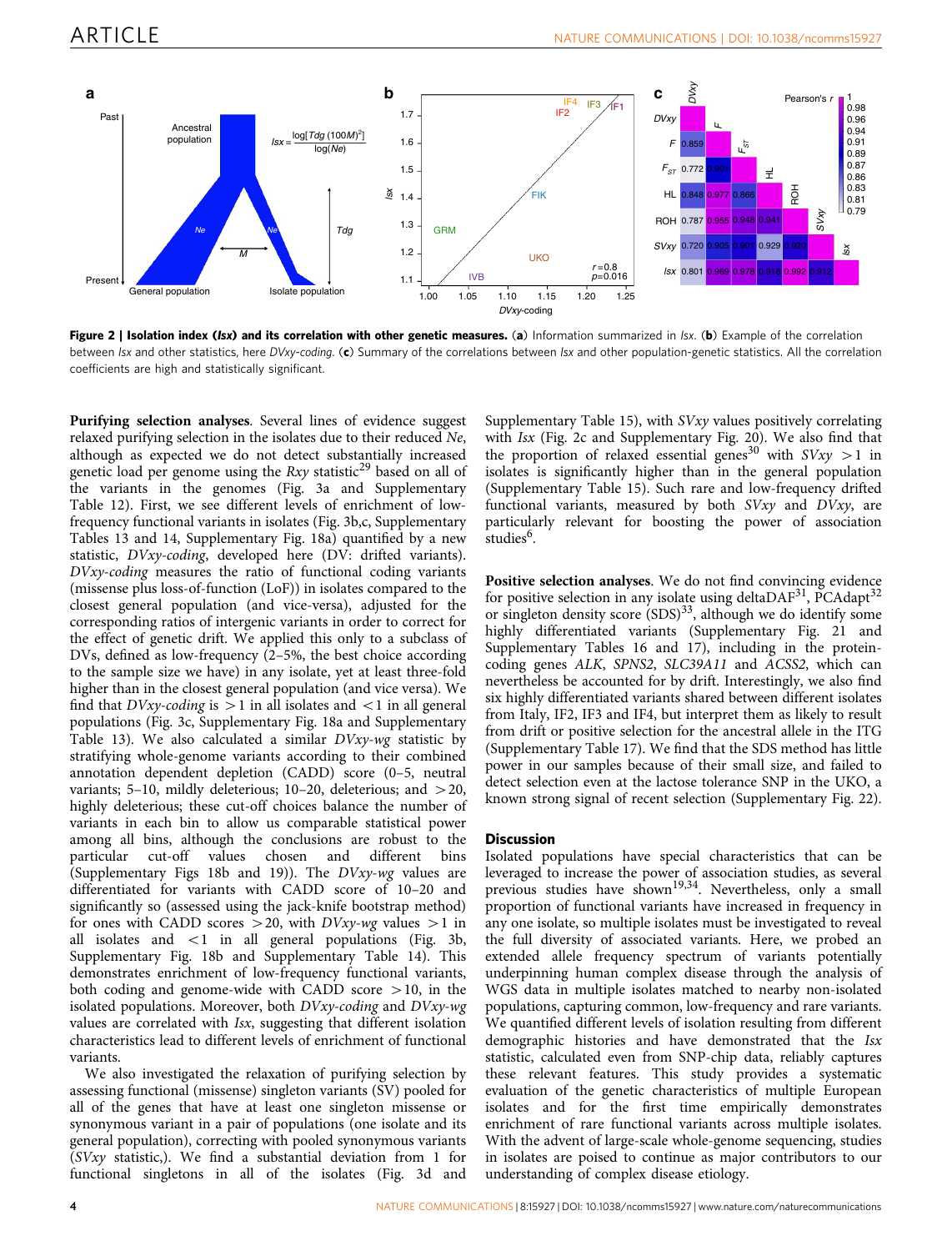**Figure 2 | Isolation index (*Isx*) and its correlation with other genetic measures.** (**a**) Information summarized in *Isx*. (**b**) Example of the correlation between *Isx* and other statistics, here *DVxy-coding*. (**c**) Summary of the correlations between *Isx* and other population-genetic statistics. All the correlation coefficients are high and statistically significant.

**Purifying selection analyses**. Several lines of evidence suggest relaxed purifying selection in the isolates due to their reduced *Ne*, although as expected we do not detect substantially increased genetic load per genome using the *Rxy* statistic[29] based on all of the variants in the genomes (Fig. 3a and Supplementary Table 12). First, we see different levels of enrichment of low-frequency functional variants in isolates (Fig. 3b,c, Supplementary Tables 13 and 14, Supplementary Fig. 18a) quantified by a new statistic, *DVxy-coding*, developed here (DV: drifted variants). *DVxy-coding* measures the ratio of functional coding variants (missense plus loss-of-function (LoF)) in isolates compared to the closest general population (and vice-versa), adjusted for the corresponding ratios of intergenic variants in order to correct for the effect of genetic drift. We applied this only to a subclass of DVs, defined as low-frequency (2–5%, the best choice according to the sample size we have) in any isolate, yet at least three-fold higher than in the closest general population (and vice versa). We find that *DVxy-coding* is >1 in all isolates and <1 in all general populations (Fig. 3c, Supplementary Fig. 18a and Supplementary Table 13). We also calculated a similar *DVxy-wg* statistic by stratifying whole-genome variants according to their combined annotation dependent depletion (CADD) score (0–5, neutral variants; 5–10, mildly deleterious; 10–20, deleterious; and >20, highly deleterious; these cut-off choices balance the number of variants in each bin to allow us comparable statistical power among all bins, although the conclusions are robust to the particular cut-off values chosen and different bins (Supplementary Figs 18b and 19)). The *DVxy-wg* values are differentiated for variants with CADD score of 10–20 and significantly so (assessed using the jack-knife bootstrap method) for ones with CADD scores >20, with *DVxy-wg* values >1 in all isolates and <1 in all general populations (Fig. 3b, Supplementary Fig. 18b and Supplementary Table 14). This demonstrates enrichment of low-frequency functional variants, both coding and genome-wide with CADD score >10, in the isolated populations. Moreover, both *DVxy-coding* and *DVxy-wg* values are correlated with *Isx*, suggesting that different isolation characteristics lead to different levels of enrichment of functional variants.

We also investigated the relaxation of purifying selection by assessing functional (missense) singleton variants (SV) pooled for all of the genes that have at least one singleton missense or synonymous variant in a pair of populations (one isolate and its general population), correcting with pooled synonymous variants (*SVxy* statistic,). We find a substantial deviation from 1 for functional singletons in all of the isolates (Fig. 3d and Supplementary Table 15), with *SVxy* values positively correlating with *Isx* (Fig. 2c and Supplementary Fig. 20). We also find that the proportion of relaxed essential genes[30] with *SVxy* >1 in isolates is significantly higher than in the general population (Supplementary Table 15). Such rare and low-frequency drifted functional variants, measured by both *SVxy* and *DVxy*, are particularly relevant for boosting the power of association studies[6].

**Positive selection analyses**. We do not find convincing evidence for positive selection in any isolate using deltaDAF[31], PCAdapt[32] or singleton density score (SDS)[33], although we do identify some highly differentiated variants (Supplementary Fig. 21 and Supplementary Tables 16 and 17), including in the protein-coding genes *ALK*, *SPNS2*, *SLC39A11* and *ACSS2*, which can nevertheless be accounted for by drift. Interestingly, we also find six highly differentiated variants shared between different isolates from Italy, IF2, IF3 and IF4, but interpret them as likely to result from drift or positive selection for the ancestral allele in the ITG (Supplementary Table 17). We find that the SDS method has little power in our samples because of their small size, and failed to detect selection even at the lactose tolerance SNP in the UKO, a known strong signal of recent selection (Supplementary Fig. 22).

## Discussion

Isolated populations have special characteristics that can be leveraged to increase the power of association studies, as several previous studies have shown[19,34]. Nevertheless, only a small proportion of functional variants have increased in frequency in any one isolate, so multiple isolates must be investigated to reveal the full diversity of associated variants. Here, we probed an extended allele frequency spectrum of variants potentially underpinning human complex disease through the analysis of WGS data in multiple isolates matched to nearby non-isolated populations, capturing common, low-frequency and rare variants. We quantified different levels of isolation resulting from different demographic histories and have demonstrated that the *Isx* statistic, calculated even from SNP-chip data, reliably captures these relevant features. This study provides a systematic evaluation of the genetic characteristics of multiple European isolates and for the first time empirically demonstrates enrichment of rare functional variants across multiple isolates. With the advent of large-scale whole-genome sequencing, studies in isolates are poised to continue as major contributors to our understanding of complex disease etiology.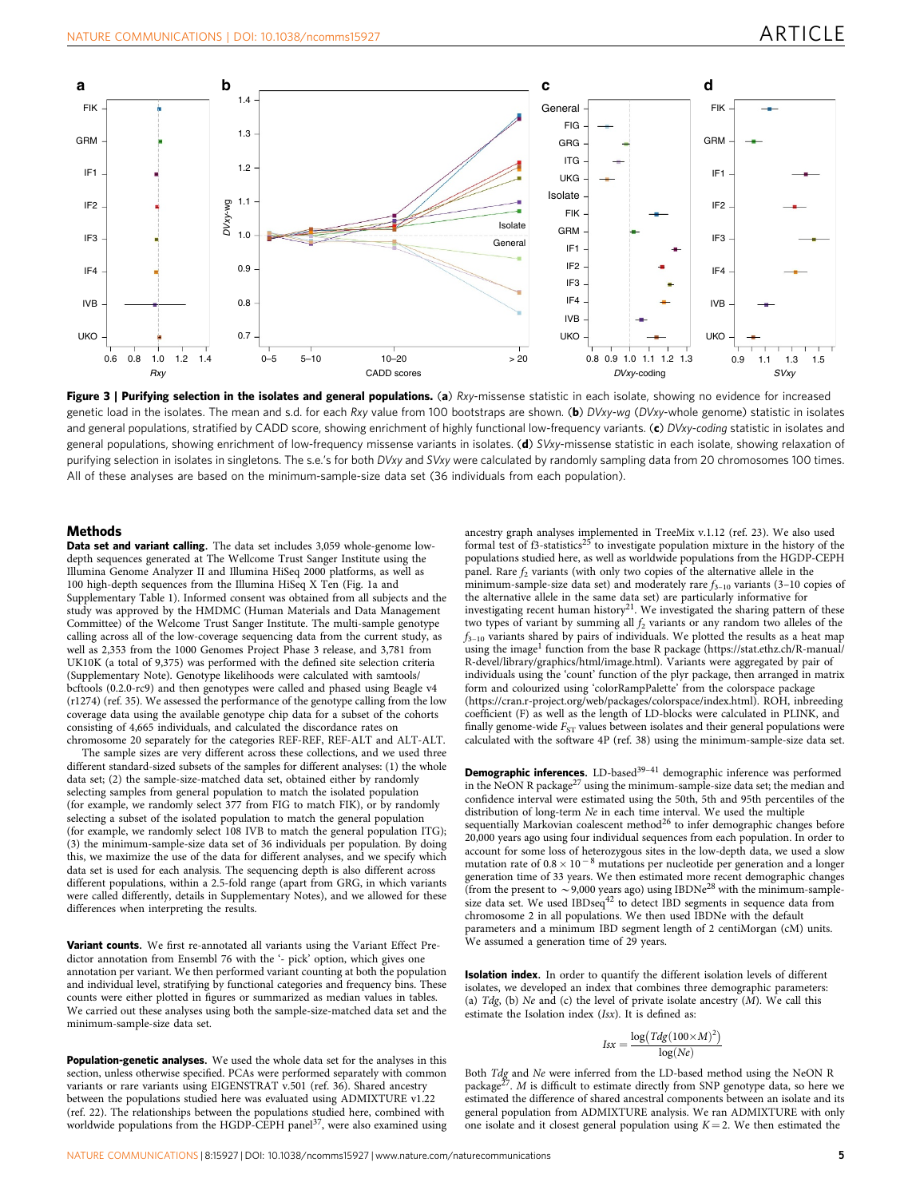**Figure 3 | Purifying selection in the isolates and general populations.** (**a**) *Rxy*-missense statistic in each isolate, showing no evidence for increased genetic load in the isolates. The mean and s.d. for each *Rxy* value from 100 bootstraps are shown. (**b**) *DVxy-wg* (*DVxy*-whole genome) statistic in isolates and general populations, stratified by CADD score, showing enrichment of highly functional low-frequency variants. (**c**) *DVxy-coding* statistic in isolates and general populations, showing enrichment of low-frequency missense variants in isolates. (**d**) *SVxy*-missense statistic in each isolate, showing relaxation of purifying selection in isolates in singletons. The s.e.'s for both *DVxy* and *SVxy* were calculated by randomly sampling data from 20 chromosomes 100 times. All of these analyses are based on the minimum-sample-size data set (36 individuals from each population).

## Methods

**Data set and variant calling.** The data set includes 3,059 whole-genome low-depth sequences generated at The Wellcome Trust Sanger Institute using the Illumina Genome Analyzer II and Illumina HiSeq 2000 platforms, as well as 100 high-depth sequences from the Illumina HiSeq X Ten (Fig. 1a and Supplementary Table 1). Informed consent was obtained from all subjects and the study was approved by the HMDMC (Human Materials and Data Management Committee) of the Welcome Trust Sanger Institute. The multi-sample genotype calling across all of the low-coverage sequencing data from the current study, as well as 2,353 from the 1000 Genomes Project Phase 3 release, and 3,781 from UK10K (a total of 9,375) was performed with the defined site selection criteria (Supplementary Note). Genotype likelihoods were calculated with samtools/bcftools (0.2.0-rc9) and then genotypes were called and phased using Beagle v4 (r1274) (ref. 35). We assessed the performance of the genotype calling from the low coverage data using the available genotype chip data for a subset of the cohorts consisting of 4,665 individuals, and calculated the discordance rates on chromosome 20 separately for the categories REF-REF, REF-ALT and ALT-ALT.

The sample sizes are very different across these collections, and we used three different standard-sized subsets of the samples for different analyses: (1) the whole data set; (2) the sample-size-matched data set, obtained either by randomly selecting samples from general population to match the isolated population (for example, we randomly select 377 from FIG to match FIK), or by randomly selecting a subset of the isolated population to match the general population (for example, we randomly select 108 IVB to match the general population ITG); (3) the minimum-sample-size data set of 36 individuals per population. By doing this, we maximize the use of the data for different analyses, and we specify which data set is used for each analysis. The sequencing depth is also different across different populations, within a 2.5-fold range (apart from GRG, in which variants were called differently, details in Supplementary Notes), and we allowed for these differences when interpreting the results.

**Variant counts.** We first re-annotated all variants using the Variant Effect Predictor annotation from Ensembl 76 with the '- pick' option, which gives one annotation per variant. We then performed variant counting at both the population and individual level, stratifying by functional categories and frequency bins. These counts were either plotted in figures or summarized as median values in tables. We carried out these analyses using both the sample-size-matched data set and the minimum-sample-size data set.

**Population-genetic analyses.** We used the whole data set for the analyses in this section, unless otherwise specified. PCAs were performed separately with common variants or rare variants using EIGENSTRAT v.501 (ref. 36). Shared ancestry between the populations studied here was evaluated using ADMIXTURE v1.22 (ref. 22). The relationships between the populations studied here, combined with worldwide populations from the HGDP-CEPH panel[37], were also examined using ancestry graph analyses implemented in TreeMix v.1.12 (ref. 23). We also used formal test of f3-statistics[25] to investigate population mixture in the history of the populations studied here, as well as worldwide populations from the HGDP-CEPH panel. Rare $f_2$ variants (with only two copies of the alternative allele in the minimum-sample-size data set) and moderately rare $f_{3-10}$ variants (3–10 copies of the alternative allele in the same data set) are particularly informative for investigating recent human history[21]. We investigated the sharing pattern of these two types of variant by summing all $f_2$ variants or any random two alleles of the $f_{3-10}$ variants shared by pairs of individuals. We plotted the results as a heat map using the image[1] function from the base R package (https://stat.ethz.ch/R-manual/R-devel/library/graphics/html/image.html). Variants were aggregated by pair of individuals using the 'count' function of the plyr package, then arranged in matrix form and colourized using 'colorRampPalette' from the colorspace package (https://cran.r-project.org/web/packages/colorspace/index.html). ROH, inbreeding coefficient (F) as well as the length of LD-blocks were calculated in PLINK, and finally genome-wide $F_{ST}$ values between isolates and their general populations were calculated with the software 4P (ref. 38) using the minimum-sample-size data set.

**Demographic inferences.** LD-based[39–41] demographic inference was performed in the NeON R package[27] using the minimum-sample-size data set; the median and confidence interval were estimated using the 50th, 5th and 95th percentiles of the distribution of long-term *Ne* in each time interval. We used the multiple sequentially Markovian coalescent method[26] to infer demographic changes before 20,000 years ago using four individual sequences from each population. In order to account for some loss of heterozygous sites in the low-depth data, we used a slow mutation rate of $0.8 \times 10^{-8}$ mutations per nucleotide per generation and a longer generation time of 33 years. We then estimated more recent demographic changes (from the present to ~9,000 years ago) using IBDNe[28] with the minimum-sample-size data set. We used IBDseq[42] to detect IBD segments in sequence data from chromosome 2 in all populations. We then used IBDNe with the default parameters and a minimum IBD segment length of 2 centiMorgan (cM) units. We assumed a generation time of 29 years.

**Isolation index.** In order to quantify the different isolation levels of different isolates, we developed an index that combines three demographic parameters: (a) *Tdg*, (b) *Ne* and (c) the level of private isolate ancestry (*M*). We call this estimate the Isolation index (*Isx*). It is defined as:

$$Isx = \frac{\log\left(Tdg(100 \times M)^2\right)}{\log(Ne)}$$

Both *Tdg* and *Ne* were inferred from the LD-based method using the NeON R package[27]. *M* is difficult to estimate directly from SNP genotype data, so here we estimated the difference of shared ancestral components between an isolate and its general population from ADMIXTURE analysis. We ran ADMIXTURE with only one isolate and it closest general population using $K = 2$. We then estimated the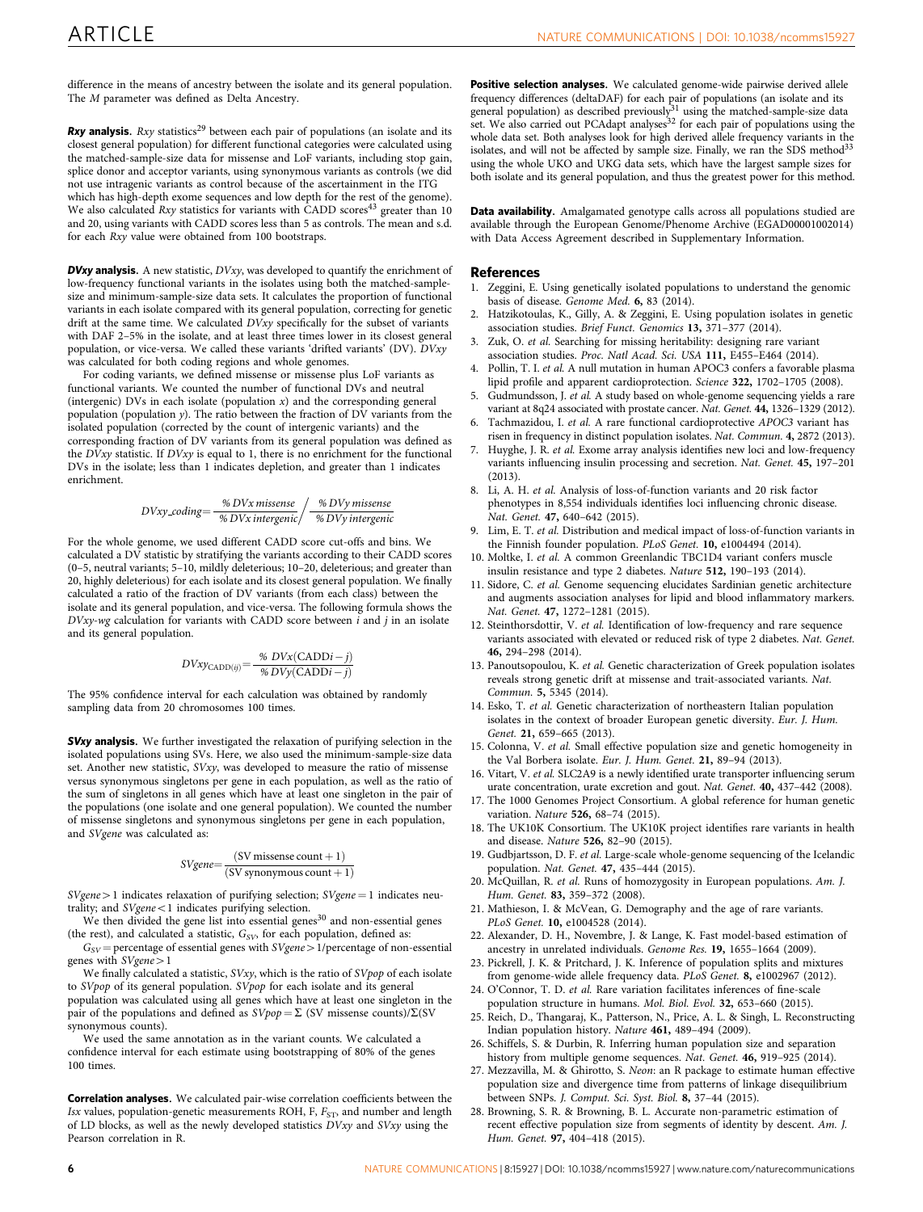difference in the means of ancestry between the isolate and its general population. The *M* parameter was defined as Delta Ancestry.

**Rxy analysis.** *Rxy* statistics[29] between each pair of populations (an isolate and its closest general population) for different functional categories were calculated using the matched-sample-size data for missense and LoF variants, including stop gain, splice donor and acceptor variants, using synonymous variants as controls (we did not use intragenic variants as control because of the ascertainment in the ITG which has high-depth exome sequences and low depth for the rest of the genome). We also calculated *Rxy* statistics for variants with CADD scores[43] greater than 10 and 20, using variants with CADD scores less than 5 as controls. The mean and s.d. for each *Rxy* value were obtained from 100 bootstraps.

**DVxy analysis.** A new statistic, *DVxy*, was developed to quantify the enrichment of low-frequency functional variants in the isolates using both the matched-sample-size and minimum-sample-size data sets. It calculates the proportion of functional variants in each isolate compared with its general population, correcting for genetic drift at the same time. We calculated *DVxy* specifically for the subset of variants with DAF 2–5% in the isolate, and at least three times lower in its closest general population, or vice-versa. We called these variants 'drifted variants' (DV). *DVxy* was calculated for both coding regions and whole genomes.

For coding variants, we defined missense or missense plus LoF variants as functional variants. We counted the number of functional DVs and neutral (intergenic) DVs in each isolate (population *x*) and the corresponding general population (population *y*). The ratio between the fraction of DV variants from the isolated population (corrected by the count of intergenic variants) and the corresponding fraction of DV variants from its general population was defined as the *DVxy* statistic. If *DVxy* is equal to 1, there is no enrichment for the functional DVs in the isolate; less than 1 indicates depletion, and greater than 1 indicates enrichment.

$$DVxy\_coding = \frac{\%\,DVx\,missense}{\%\,DVx\,intergenic} \Big/ \frac{\%\,DVy\,missense}{\%\,DVy\,intergenic}$$

For the whole genome, we used different CADD score cut-offs and bins. We calculated a DV statistic by stratifying the variants according to their CADD scores (0–5, neutral variants; 5–10, mildly deleterious; 10–20, deleterious; and greater than 20, highly deleterious) for each isolate and its closest general population. We finally calculated a ratio of the fraction of DV variants (from each class) between the isolate and its general population, and vice-versa. The following formula shows the *DVxy-wg* calculation for variants with CADD score between *i* and *j* in an isolate and its general population.

$$DVxy_{\mathrm{CADD}(ij)} = \frac{\%\,DVx(\mathrm{CADD}i-j)}{\%\,DVy(\mathrm{CADD}i-j)}$$

The 95% confidence interval for each calculation was obtained by randomly sampling data from 20 chromosomes 100 times.

**SVxy analysis.** We further investigated the relaxation of purifying selection in the isolated populations using SVs. Here, we also used the minimum-sample-size data set. Another new statistic, *SVxy*, was developed to measure the ratio of missense versus synonymous singletons per gene in each population, as well as the ratio of the sum of singletons in all genes which have at least one singleton in the pair of the populations (one isolate and one general population). We counted the number of missense singletons and synonymous singletons per gene in each population, and *SVgene* was calculated as:

$$SVgene = \frac{(\mathrm{SV\ missense\ count} + 1)}{(\mathrm{SV\ synonymous\ count} + 1)}$$

$SVgene > 1$ indicates relaxation of purifying selection; $SVgene = 1$ indicates neutrality; and $SVgene < 1$ indicates purifying selection.

We then divided the gene list into essential genes[30] and non-essential genes (the rest), and calculated a statistic, $G_{SV}$, for each population, defined as:

$G_{SV}$ = percentage of essential genes with $SVgene > 1$/percentage of non-essential genes with $SVgene > 1$

We finally calculated a statistic, *SVxy*, which is the ratio of *SVpop* of each isolate to *SVpop* of its general population. *SVpop* for each isolate and its general population was calculated using all genes which have at least one singleton in the pair of the populations and defined as $SVpop = \Sigma$ (SV missense counts)/$\Sigma$(SV synonymous counts).

We used the same annotation as in the variant counts. We calculated a confidence interval for each estimate using bootstrapping of 80% of the genes 100 times.

**Correlation analyses.** We calculated pair-wise correlation coefficients between the *Isx* values, population-genetic measurements ROH, F, $F_{ST}$, and number and length of LD blocks, as well as the newly developed statistics *DVxy* and *SVxy* using the Pearson correlation in R.

**Positive selection analyses.** We calculated genome-wide pairwise derived allele frequency differences (deltaDAF) for each pair of populations (an isolate and its general population) as described previously[31] using the matched-sample-size data set. We also carried out PCAdapt analyses[32] for each pair of populations using the whole data set. Both analyses look for high derived allele frequency variants in the isolates, and will not be affected by sample size. Finally, we ran the SDS method[33] using the whole UKO and UKG data sets, which have the largest sample sizes for both isolate and its general population, and thus the greatest power for this method.

**Data availability.** Amalgamated genotype calls across all populations studied are available through the European Genome/Phenome Archive (EGAD00001002014) with Data Access Agreement described in Supplementary Information.

## References

1. Zeggini, E. Using genetically isolated populations to understand the genomic basis of disease. *Genome Med.* **6,** 83 (2014).
2. Hatzikotoulas, K., Gilly, A. & Zeggini, E. Using population isolates in genetic association studies. *Brief Funct. Genomics* **13,** 371–377 (2014).
3. Zuk, O. *et al.* Searching for missing heritability: designing rare variant association studies. *Proc. Natl Acad. Sci. USA* **111,** E455–E464 (2014).
4. Pollin, T. I. *et al.* A null mutation in human APOC3 confers a favorable plasma lipid profile and apparent cardioprotection. *Science* **322,** 1702–1705 (2008).
5. Gudmundsson, J. *et al.* A study based on whole-genome sequencing yields a rare variant at 8q24 associated with prostate cancer. *Nat. Genet.* **44,** 1326–1329 (2012).
6. Tachmazidou, I. *et al.* A rare functional cardioprotective *APOC3* variant has risen in frequency in distinct population isolates. *Nat. Commun.* **4,** 2872 (2013).
7. Huyghe, J. R. *et al.* Exome array analysis identifies new loci and low-frequency variants influencing insulin processing and secretion. *Nat. Genet.* **45,** 197–201 (2013).
8. Li, A. H. *et al.* Analysis of loss-of-function variants and 20 risk factor phenotypes in 8,554 individuals identifies loci influencing chronic disease. *Nat. Genet.* **47,** 640–642 (2015).
9. Lim, E. T. *et al.* Distribution and medical impact of loss-of-function variants in the Finnish founder population. *PLoS Genet.* **10,** e1004494 (2014).
10. Moltke, I. *et al.* A common Greenlandic TBC1D4 variant confers muscle insulin resistance and type 2 diabetes. *Nature* **512,** 190–193 (2014).
11. Sidore, C. *et al.* Genome sequencing elucidates Sardinian genetic architecture and augments association analyses for lipid and blood inflammatory markers. *Nat. Genet.* **47,** 1272–1281 (2015).
12. Steinthorsdottir, V. *et al.* Identification of low-frequency and rare sequence variants associated with elevated or reduced risk of type 2 diabetes. *Nat. Genet.* **46,** 294–298 (2014).
13. Panoutsopoulou, K. *et al.* Genetic characterization of Greek population isolates reveals strong genetic drift at missense and trait-associated variants. *Nat. Commun.* **5,** 5345 (2014).
14. Esko, T. *et al.* Genetic characterization of northeastern Italian population isolates in the context of broader European genetic diversity. *Eur. J. Hum. Genet.* **21,** 659–665 (2013).
15. Colonna, V. *et al.* Small effective population size and genetic homogeneity in the Val Borbera isolate. *Eur. J. Hum. Genet.* **21,** 89–94 (2013).
16. Vitart, V. *et al.* SLC2A9 is a newly identified urate transporter influencing serum urate concentration, urate excretion and gout. *Nat. Genet.* **40,** 437–442 (2008).
17. The 1000 Genomes Project Consortium. A global reference for human genetic variation. *Nature* **526,** 68–74 (2015).
18. The UK10K Consortium. The UK10K project identifies rare variants in health and disease. *Nature* **526,** 82–90 (2015).
19. Gudbjartsson, D. F. *et al.* Large-scale whole-genome sequencing of the Icelandic population. *Nat. Genet.* **47,** 435–444 (2015).
20. McQuillan, R. *et al.* Runs of homozygosity in European populations. *Am. J. Hum. Genet.* **83,** 359–372 (2008).
21. Mathieson, I. & McVean, G. Demography and the age of rare variants. *PLoS Genet.* **10,** e1004528 (2014).
22. Alexander, D. H., Novembre, J. & Lange, K. Fast model-based estimation of ancestry in unrelated individuals. *Genome Res.* **19,** 1655–1664 (2009).
23. Pickrell, J. K. & Pritchard, J. K. Inference of population splits and mixtures from genome-wide allele frequency data. *PLoS Genet.* **8,** e1002967 (2012).
24. O'Connor, T. D. *et al.* Rare variation facilitates inferences of fine-scale population structure in humans. *Mol. Biol. Evol.* **32,** 653–660 (2015).
25. Reich, D., Thangaraj, K., Patterson, N., Price, A. L. & Singh, L. Reconstructing Indian population history. *Nature* **461,** 489–494 (2009).
26. Schiffels, S. & Durbin, R. Inferring human population size and separation history from multiple genome sequences. *Nat. Genet.* **46,** 919–925 (2014).
27. Mezzavilla, M. & Ghirotto, S. *Neon*: an R package to estimate human effective population size and divergence time from patterns of linkage disequilibrium between SNPs. *J. Comput. Sci. Syst. Biol.* **8,** 37–44 (2015).
28. Browning, S. R. & Browning, B. L. Accurate non-parametric estimation of recent effective population size from segments of identity by descent. *Am. J. Hum. Genet.* **97,** 404–418 (2015).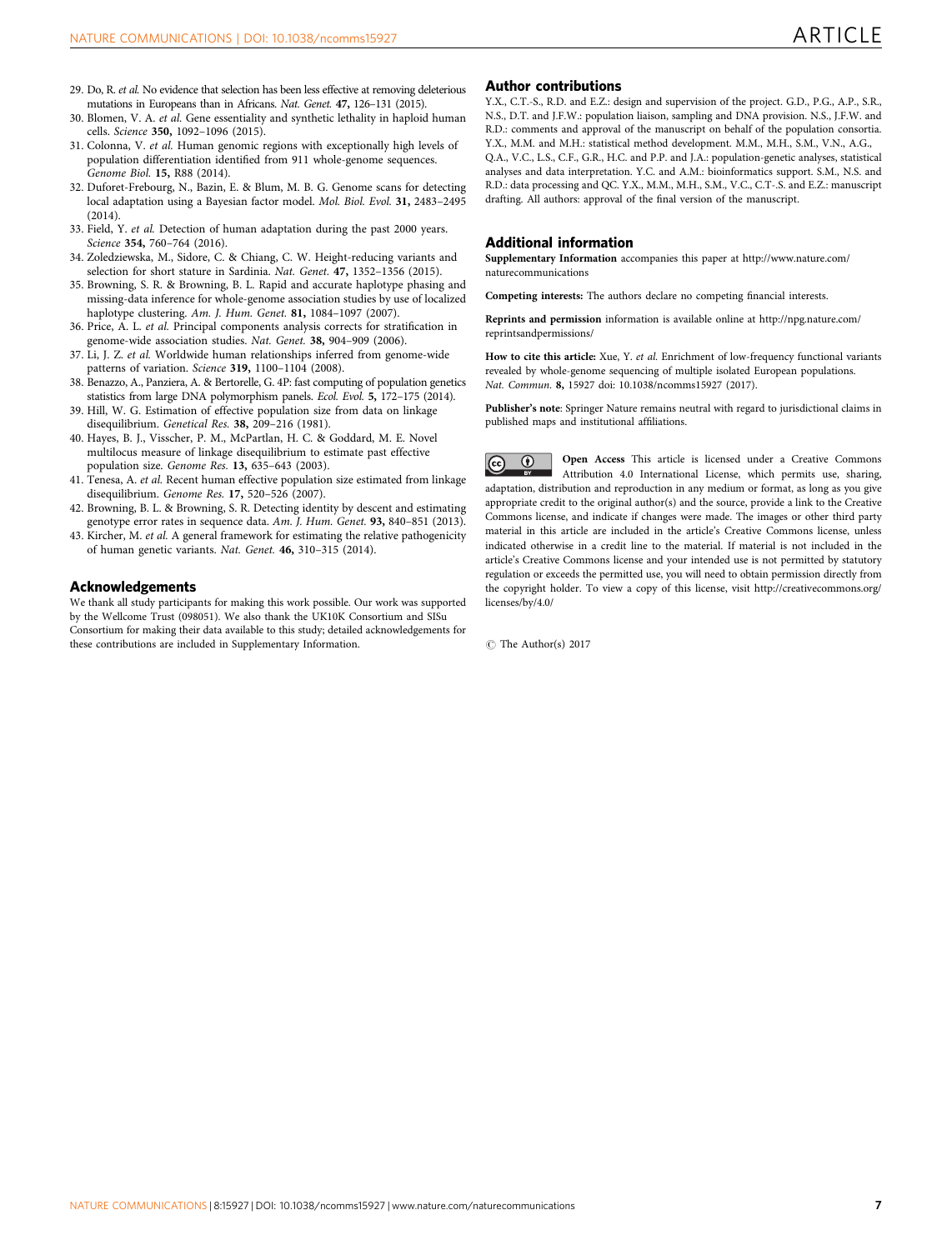29. Do, R. *et al.* No evidence that selection has been less effective at removing deleterious mutations in Europeans than in Africans. *Nat. Genet.* **47,** 126–131 (2015).
30. Blomen, V. A. *et al.* Gene essentiality and synthetic lethality in haploid human cells. *Science* **350,** 1092–1096 (2015).
31. Colonna, V. *et al.* Human genomic regions with exceptionally high levels of population differentiation identified from 911 whole-genome sequences. *Genome Biol.* **15,** R88 (2014).
32. Duforet-Frebourg, N., Bazin, E. & Blum, M. B. G. Genome scans for detecting local adaptation using a Bayesian factor model. *Mol. Biol. Evol.* **31,** 2483–2495 (2014).
33. Field, Y. *et al.* Detection of human adaptation during the past 2000 years. *Science* **354,** 760–764 (2016).
34. Zoledziewska, M., Sidore, C. & Chiang, C. W. Height-reducing variants and selection for short stature in Sardinia. *Nat. Genet.* **47,** 1352–1356 (2015).
35. Browning, S. R. & Browning, B. L. Rapid and accurate haplotype phasing and missing-data inference for whole-genome association studies by use of localized haplotype clustering. *Am. J. Hum. Genet.* **81,** 1084–1097 (2007).
36. Price, A. L. *et al.* Principal components analysis corrects for stratification in genome-wide association studies. *Nat. Genet.* **38,** 904–909 (2006).
37. Li, J. Z. *et al.* Worldwide human relationships inferred from genome-wide patterns of variation. *Science* **319,** 1100–1104 (2008).
38. Benazzo, A., Panziera, A. & Bertorelle, G. 4P: fast computing of population genetics statistics from large DNA polymorphism panels. *Ecol. Evol.* **5,** 172–175 (2014).
39. Hill, W. G. Estimation of effective population size from data on linkage disequilibrium. *Genetical Res.* **38,** 209–216 (1981).
40. Hayes, B. J., Visscher, P. M., McPartlan, H. C. & Goddard, M. E. Novel multilocus measure of linkage disequilibrium to estimate past effective population size. *Genome Res.* **13,** 635–643 (2003).
41. Tenesa, A. *et al.* Recent human effective population size estimated from linkage disequilibrium. *Genome Res.* **17,** 520–526 (2007).
42. Browning, B. L. & Browning, S. R. Detecting identity by descent and estimating genotype error rates in sequence data. *Am. J. Hum. Genet.* **93,** 840–851 (2013).
43. Kircher, M. *et al.* A general framework for estimating the relative pathogenicity of human genetic variants. *Nat. Genet.* **46,** 310–315 (2014).

## Acknowledgements

We thank all study participants for making this work possible. Our work was supported by the Wellcome Trust (098051). We also thank the UK10K Consortium and SISu Consortium for making their data available to this study; detailed acknowledgements for these contributions are included in Supplementary Information.

## Author contributions

Y.X., C.T.-S., R.D. and E.Z.: design and supervision of the project. G.D., P.G., A.P., S.R., N.S., D.T. and J.F.W.: population liaison, sampling and DNA provision. N.S., J.F.W. and R.D.: comments and approval of the manuscript on behalf of the population consortia. Y.X., M.M. and M.H.: statistical method development. M.M., M.H., S.M., V.N., A.G., Q.A., V.C., L.S., C.F., G.R., H.C. and P.P. and J.A.: population-genetic analyses, statistical analyses and data interpretation. Y.C. and A.M.: bioinformatics support. S.M., N.S. and R.D.: data processing and QC. Y.X., M.M., M.H., S.M., V.C., C.T-.S. and E.Z.: manuscript drafting. All authors: approval of the final version of the manuscript.

## Additional information

**Supplementary Information** accompanies this paper at http://www.nature.com/naturecommunications

**Competing interests:** The authors declare no competing financial interests.

**Reprints and permission** information is available online at http://npg.nature.com/reprintsandpermissions/

**How to cite this article:** Xue, Y. *et al.* Enrichment of low-frequency functional variants revealed by whole-genome sequencing of multiple isolated European populations. *Nat. Commun.* **8,** 15927 doi: 10.1038/ncomms15927 (2017).

**Publisher's note**: Springer Nature remains neutral with regard to jurisdictional claims in published maps and institutional affiliations.

**Open Access** This article is licensed under a Creative Commons Attribution 4.0 International License, which permits use, sharing, adaptation, distribution and reproduction in any medium or format, as long as you give appropriate credit to the original author(s) and the source, provide a link to the Creative Commons license, and indicate if changes were made. The images or other third party material in this article are included in the article's Creative Commons license, unless indicated otherwise in a credit line to the material. If material is not included in the article's Creative Commons license and your intended use is not permitted by statutory regulation or exceeds the permitted use, you will need to obtain permission directly from the copyright holder. To view a copy of this license, visit http://creativecommons.org/licenses/by/4.0/

© The Author(s) 2017